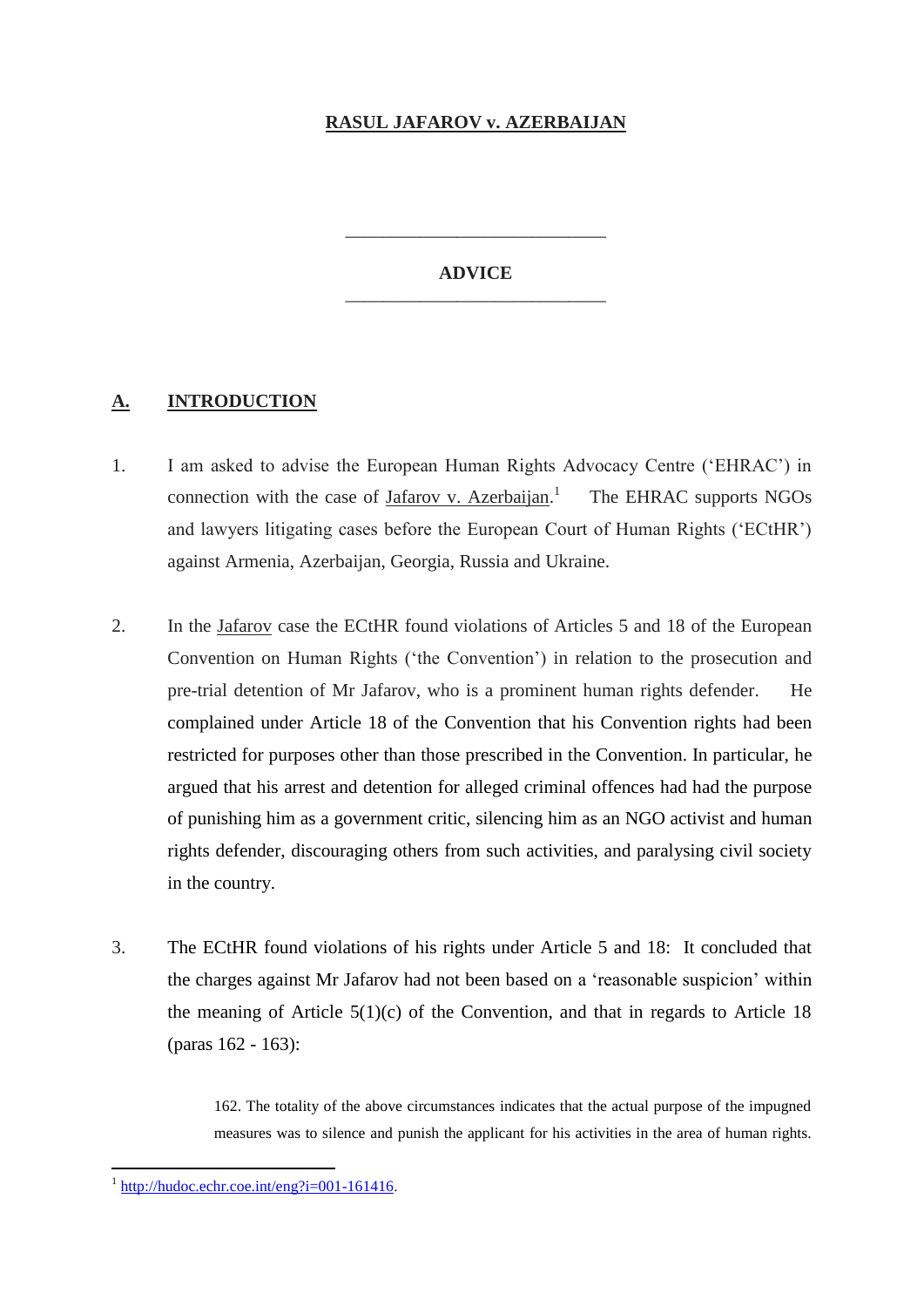# RASUL JAFAROV v. AZERBAIJAN

---

## ADVICE

---

## A. INTRODUCTION

1. I am asked to advise the European Human Rights Advocacy Centre ('EHRAC') in connection with the case of Jafarov v. Azerbaijan.[1] The EHRAC supports NGOs and lawyers litigating cases before the European Court of Human Rights ('ECtHR') against Armenia, Azerbaijan, Georgia, Russia and Ukraine.

2. In the Jafarov case the ECtHR found violations of Articles 5 and 18 of the European Convention on Human Rights ('the Convention') in relation to the prosecution and pre-trial detention of Mr Jafarov, who is a prominent human rights defender. He complained under Article 18 of the Convention that his Convention rights had been restricted for purposes other than those prescribed in the Convention. In particular, he argued that his arrest and detention for alleged criminal offences had had the purpose of punishing him as a government critic, silencing him as an NGO activist and human rights defender, discouraging others from such activities, and paralysing civil society in the country.

3. The ECtHR found violations of his rights under Article 5 and 18: It concluded that the charges against Mr Jafarov had not been based on a 'reasonable suspicion' within the meaning of Article 5(1)(c) of the Convention, and that in regards to Article 18 (paras 162 - 163):

> 162. The totality of the above circumstances indicates that the actual purpose of the impugned measures was to silence and punish the applicant for his activities in the area of human rights.

---

[1] http://hudoc.echr.coe.int/eng?i=001-161416.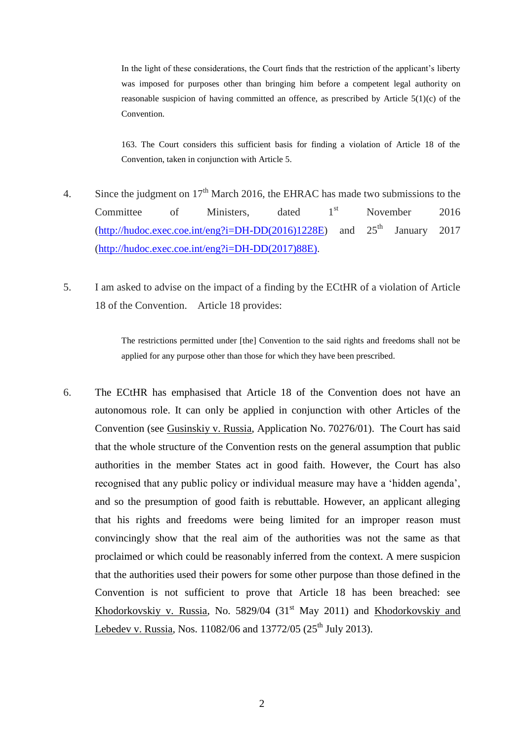> In the light of these considerations, the Court finds that the restriction of the applicant's liberty was imposed for purposes other than bringing him before a competent legal authority on reasonable suspicion of having committed an offence, as prescribed by Article 5(1)(c) of the Convention.
>
> 163. The Court considers this sufficient basis for finding a violation of Article 18 of the Convention, taken in conjunction with Article 5.

4. Since the judgment on 17th March 2016, the EHRAC has made two submissions to the Committee of Ministers, dated 1st November 2016 (http://hudoc.exec.coe.int/eng?i=DH-DD(2016)1228E) and 25th January 2017 (http://hudoc.exec.coe.int/eng?i=DH-DD(2017)88E).

5. I am asked to advise on the impact of a finding by the ECtHR of a violation of Article 18 of the Convention. Article 18 provides:

> The restrictions permitted under [the] Convention to the said rights and freedoms shall not be applied for any purpose other than those for which they have been prescribed.

6. The ECtHR has emphasised that Article 18 of the Convention does not have an autonomous role. It can only be applied in conjunction with other Articles of the Convention (see Gusinskiy v. Russia, Application No. 70276/01). The Court has said that the whole structure of the Convention rests on the general assumption that public authorities in the member States act in good faith. However, the Court has also recognised that any public policy or individual measure may have a 'hidden agenda', and so the presumption of good faith is rebuttable. However, an applicant alleging that his rights and freedoms were being limited for an improper reason must convincingly show that the real aim of the authorities was not the same as that proclaimed or which could be reasonably inferred from the context. A mere suspicion that the authorities used their powers for some other purpose than those defined in the Convention is not sufficient to prove that Article 18 has been breached: see Khodorkovskiy v. Russia, No. 5829/04 (31st May 2011) and Khodorkovskiy and Lebedev v. Russia, Nos. 11082/06 and 13772/05 (25th July 2013).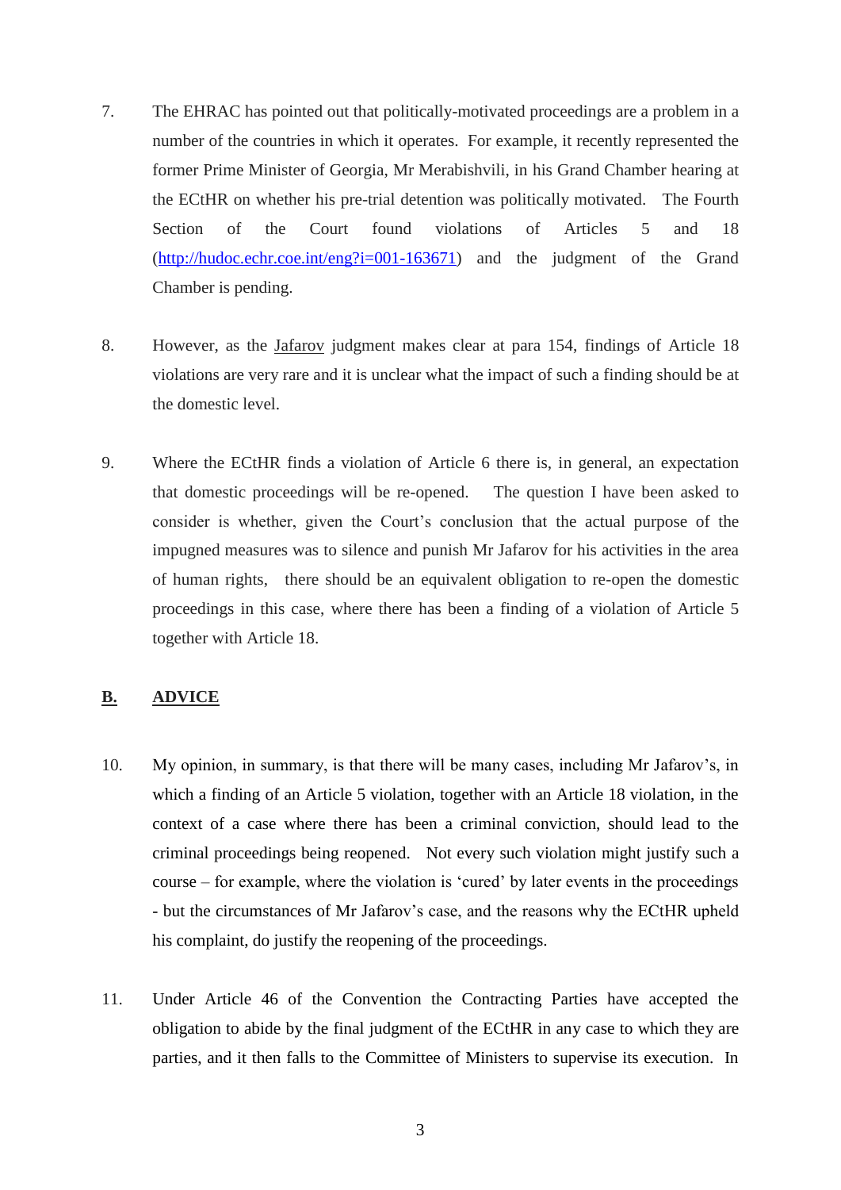7. The EHRAC has pointed out that politically-motivated proceedings are a problem in a number of the countries in which it operates. For example, it recently represented the former Prime Minister of Georgia, Mr Merabishvili, in his Grand Chamber hearing at the ECtHR on whether his pre-trial detention was politically motivated. The Fourth Section of the Court found violations of Articles 5 and 18 (http://hudoc.echr.coe.int/eng?i=001-163671) and the judgment of the Grand Chamber is pending.

8. However, as the Jafarov judgment makes clear at para 154, findings of Article 18 violations are very rare and it is unclear what the impact of such a finding should be at the domestic level.

9. Where the ECtHR finds a violation of Article 6 there is, in general, an expectation that domestic proceedings will be re-opened. The question I have been asked to consider is whether, given the Court's conclusion that the actual purpose of the impugned measures was to silence and punish Mr Jafarov for his activities in the area of human rights, there should be an equivalent obligation to re-open the domestic proceedings in this case, where there has been a finding of a violation of Article 5 together with Article 18.

## B. ADVICE

10. My opinion, in summary, is that there will be many cases, including Mr Jafarov's, in which a finding of an Article 5 violation, together with an Article 18 violation, in the context of a case where there has been a criminal conviction, should lead to the criminal proceedings being reopened. Not every such violation might justify such a course – for example, where the violation is 'cured' by later events in the proceedings - but the circumstances of Mr Jafarov's case, and the reasons why the ECtHR upheld his complaint, do justify the reopening of the proceedings.

11. Under Article 46 of the Convention the Contracting Parties have accepted the obligation to abide by the final judgment of the ECtHR in any case to which they are parties, and it then falls to the Committee of Ministers to supervise its execution. In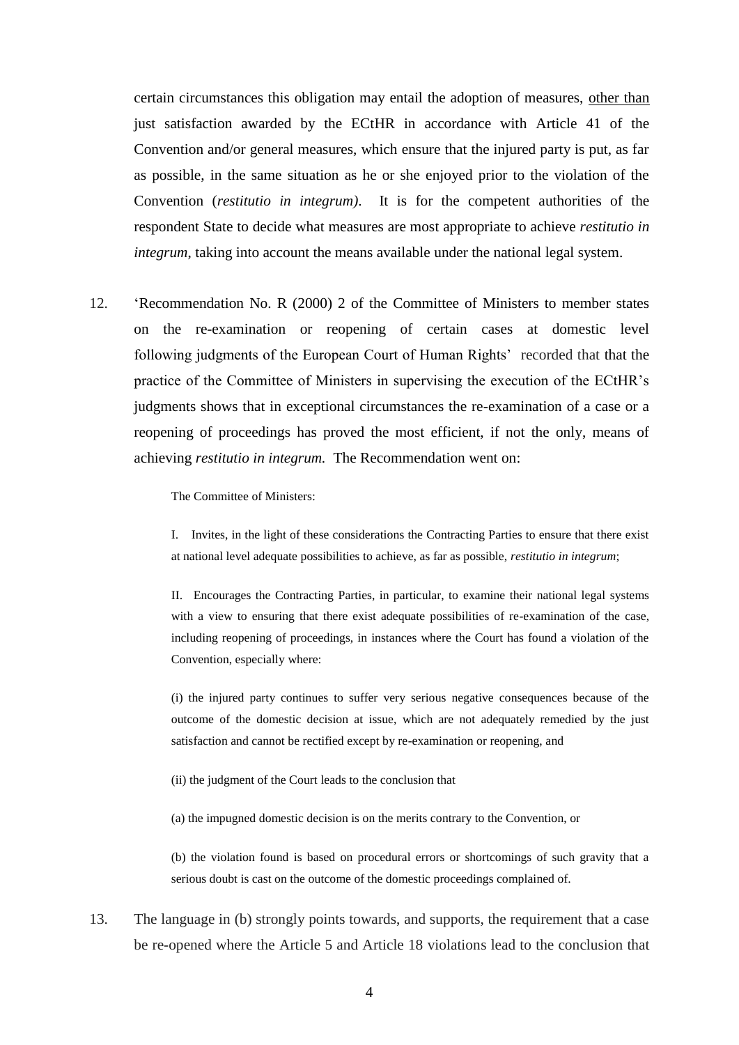certain circumstances this obligation may entail the adoption of measures, other than just satisfaction awarded by the ECtHR in accordance with Article 41 of the Convention and/or general measures, which ensure that the injured party is put, as far as possible, in the same situation as he or she enjoyed prior to the violation of the Convention (*restitutio in integrum)*. It is for the competent authorities of the respondent State to decide what measures are most appropriate to achieve *restitutio in integrum*, taking into account the means available under the national legal system.

12. 'Recommendation No. R (2000) 2 of the Committee of Ministers to member states on the re-examination or reopening of certain cases at domestic level following judgments of the European Court of Human Rights' recorded that that the practice of the Committee of Ministers in supervising the execution of the ECtHR's judgments shows that in exceptional circumstances the re-examination of a case or a reopening of proceedings has proved the most efficient, if not the only, means of achieving *restitutio in integrum.* The Recommendation went on:

> The Committee of Ministers:
>
> I. Invites, in the light of these considerations the Contracting Parties to ensure that there exist at national level adequate possibilities to achieve, as far as possible, *restitutio in integrum*;
>
> II. Encourages the Contracting Parties, in particular, to examine their national legal systems with a view to ensuring that there exist adequate possibilities of re-examination of the case, including reopening of proceedings, in instances where the Court has found a violation of the Convention, especially where:
>
> (i) the injured party continues to suffer very serious negative consequences because of the outcome of the domestic decision at issue, which are not adequately remedied by the just satisfaction and cannot be rectified except by re-examination or reopening, and
>
> (ii) the judgment of the Court leads to the conclusion that
>
> (a) the impugned domestic decision is on the merits contrary to the Convention, or
>
> (b) the violation found is based on procedural errors or shortcomings of such gravity that a serious doubt is cast on the outcome of the domestic proceedings complained of.

13. The language in (b) strongly points towards, and supports, the requirement that a case be re-opened where the Article 5 and Article 18 violations lead to the conclusion that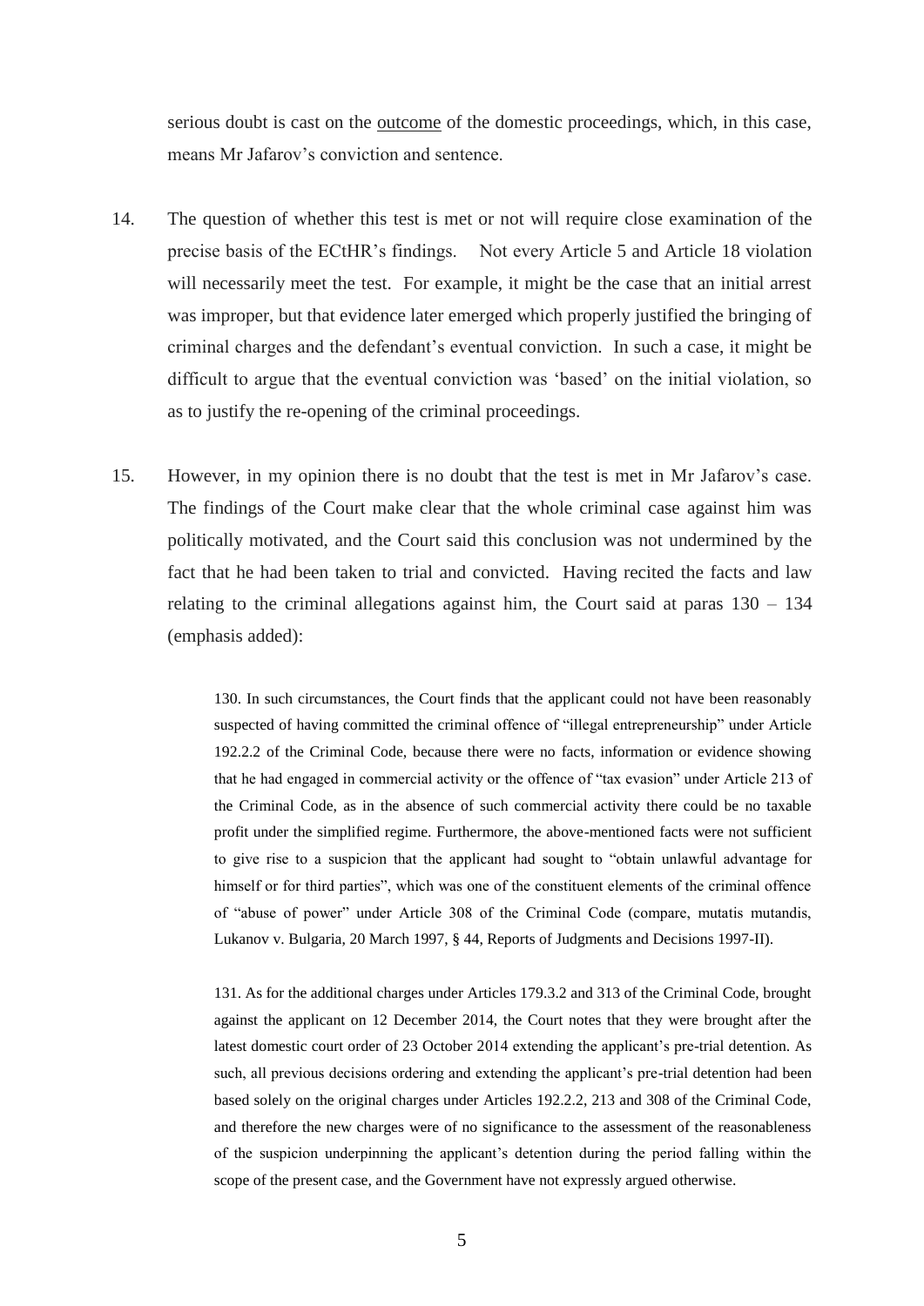serious doubt is cast on the <u>outcome</u> of the domestic proceedings, which, in this case, means Mr Jafarov's conviction and sentence.

14. The question of whether this test is met or not will require close examination of the precise basis of the ECtHR's findings. Not every Article 5 and Article 18 violation will necessarily meet the test. For example, it might be the case that an initial arrest was improper, but that evidence later emerged which properly justified the bringing of criminal charges and the defendant's eventual conviction. In such a case, it might be difficult to argue that the eventual conviction was 'based' on the initial violation, so as to justify the re-opening of the criminal proceedings.

15. However, in my opinion there is no doubt that the test is met in Mr Jafarov's case. The findings of the Court make clear that the whole criminal case against him was politically motivated, and the Court said this conclusion was not undermined by the fact that he had been taken to trial and convicted. Having recited the facts and law relating to the criminal allegations against him, the Court said at paras 130 – 134 (emphasis added):

> 130. In such circumstances, the Court finds that the applicant could not have been reasonably suspected of having committed the criminal offence of "illegal entrepreneurship" under Article 192.2.2 of the Criminal Code, because there were no facts, information or evidence showing that he had engaged in commercial activity or the offence of "tax evasion" under Article 213 of the Criminal Code, as in the absence of such commercial activity there could be no taxable profit under the simplified regime. Furthermore, the above-mentioned facts were not sufficient to give rise to a suspicion that the applicant had sought to "obtain unlawful advantage for himself or for third parties", which was one of the constituent elements of the criminal offence of "abuse of power" under Article 308 of the Criminal Code (compare, mutatis mutandis, Lukanov v. Bulgaria, 20 March 1997, § 44, Reports of Judgments and Decisions 1997-II).
>
> 131. As for the additional charges under Articles 179.3.2 and 313 of the Criminal Code, brought against the applicant on 12 December 2014, the Court notes that they were brought after the latest domestic court order of 23 October 2014 extending the applicant's pre-trial detention. As such, all previous decisions ordering and extending the applicant's pre-trial detention had been based solely on the original charges under Articles 192.2.2, 213 and 308 of the Criminal Code, and therefore the new charges were of no significance to the assessment of the reasonableness of the suspicion underpinning the applicant's detention during the period falling within the scope of the present case, and the Government have not expressly argued otherwise.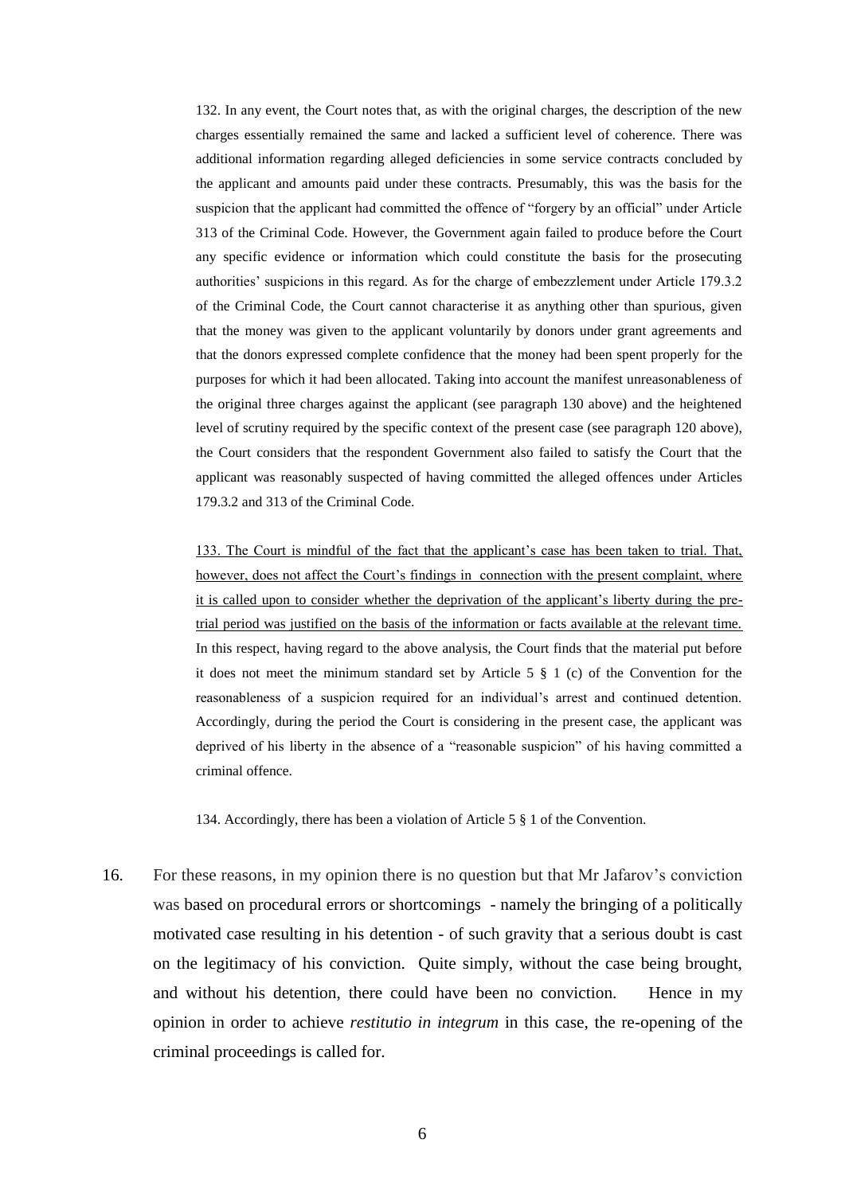132. In any event, the Court notes that, as with the original charges, the description of the new charges essentially remained the same and lacked a sufficient level of coherence. There was additional information regarding alleged deficiencies in some service contracts concluded by the applicant and amounts paid under these contracts. Presumably, this was the basis for the suspicion that the applicant had committed the offence of "forgery by an official" under Article 313 of the Criminal Code. However, the Government again failed to produce before the Court any specific evidence or information which could constitute the basis for the prosecuting authorities' suspicions in this regard. As for the charge of embezzlement under Article 179.3.2 of the Criminal Code, the Court cannot characterise it as anything other than spurious, given that the money was given to the applicant voluntarily by donors under grant agreements and that the donors expressed complete confidence that the money had been spent properly for the purposes for which it had been allocated. Taking into account the manifest unreasonableness of the original three charges against the applicant (see paragraph 130 above) and the heightened level of scrutiny required by the specific context of the present case (see paragraph 120 above), the Court considers that the respondent Government also failed to satisfy the Court that the applicant was reasonably suspected of having committed the alleged offences under Articles 179.3.2 and 313 of the Criminal Code.

133. <u>The Court is mindful of the fact that the applicant's case has been taken to trial. That, however, does not affect the Court's findings in connection with the present complaint, where it is called upon to consider whether the deprivation of the applicant's liberty during the pre-trial period was justified on the basis of the information or facts available at the relevant time.</u> In this respect, having regard to the above analysis, the Court finds that the material put before it does not meet the minimum standard set by Article 5 § 1 (c) of the Convention for the reasonableness of a suspicion required for an individual's arrest and continued detention. Accordingly, during the period the Court is considering in the present case, the applicant was deprived of his liberty in the absence of a "reasonable suspicion" of his having committed a criminal offence.

134. Accordingly, there has been a violation of Article 5 § 1 of the Convention.

16. For these reasons, in my opinion there is no question but that Mr Jafarov's conviction was based on procedural errors or shortcomings - namely the bringing of a politically motivated case resulting in his detention - of such gravity that a serious doubt is cast on the legitimacy of his conviction. Quite simply, without the case being brought, and without his detention, there could have been no conviction. Hence in my opinion in order to achieve *restitutio in integrum* in this case, the re-opening of the criminal proceedings is called for.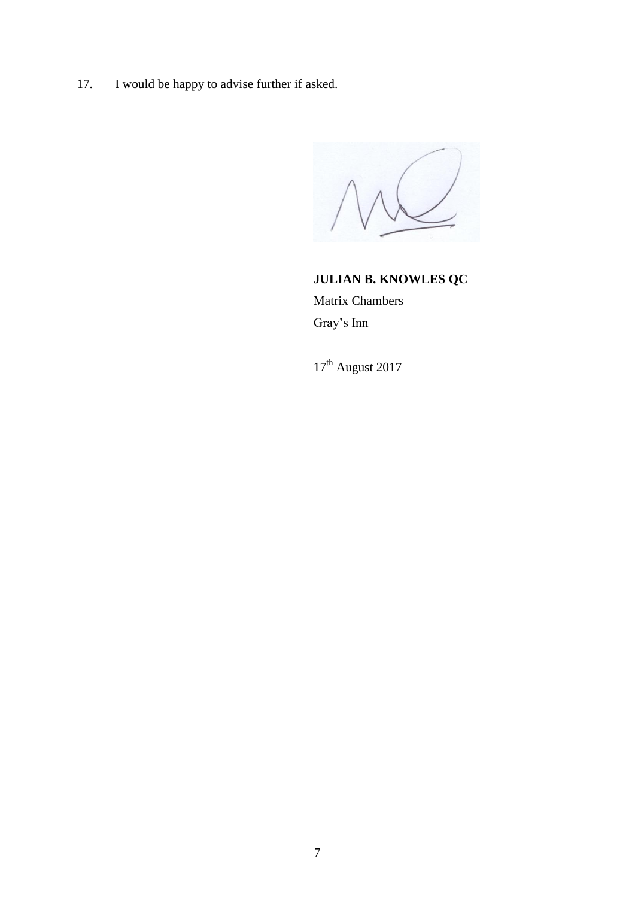17. I would be happy to advise further if asked.

**JULIAN B. KNOWLES QC**
Matrix Chambers
Gray's Inn

17th August 2017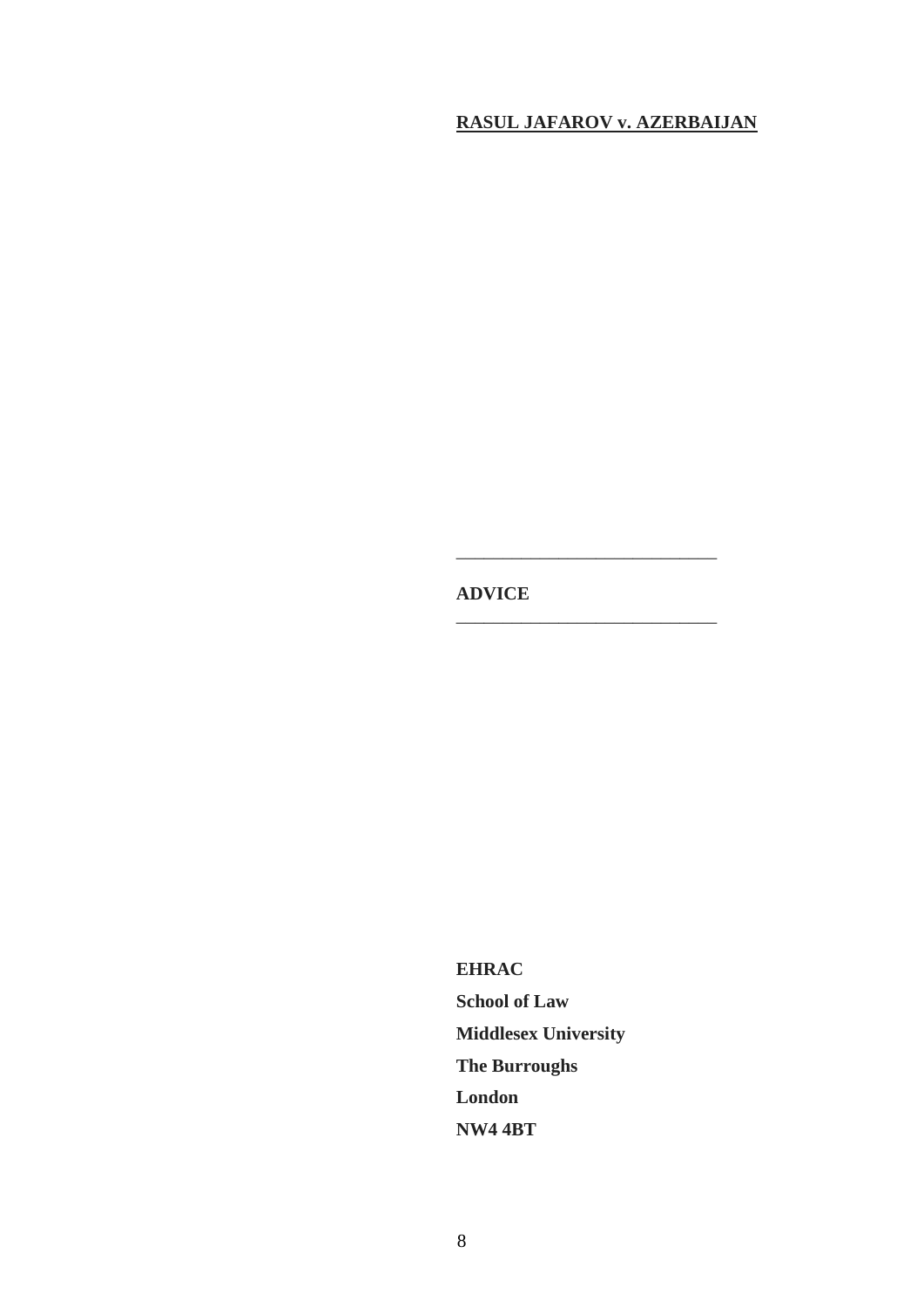**RASUL JAFAROV v. AZERBAIJAN**

---

**ADVICE**

---

**EHRAC**

**School of Law**

**Middlesex University**

**The Burroughs**

**London**

**NW4 4BT**